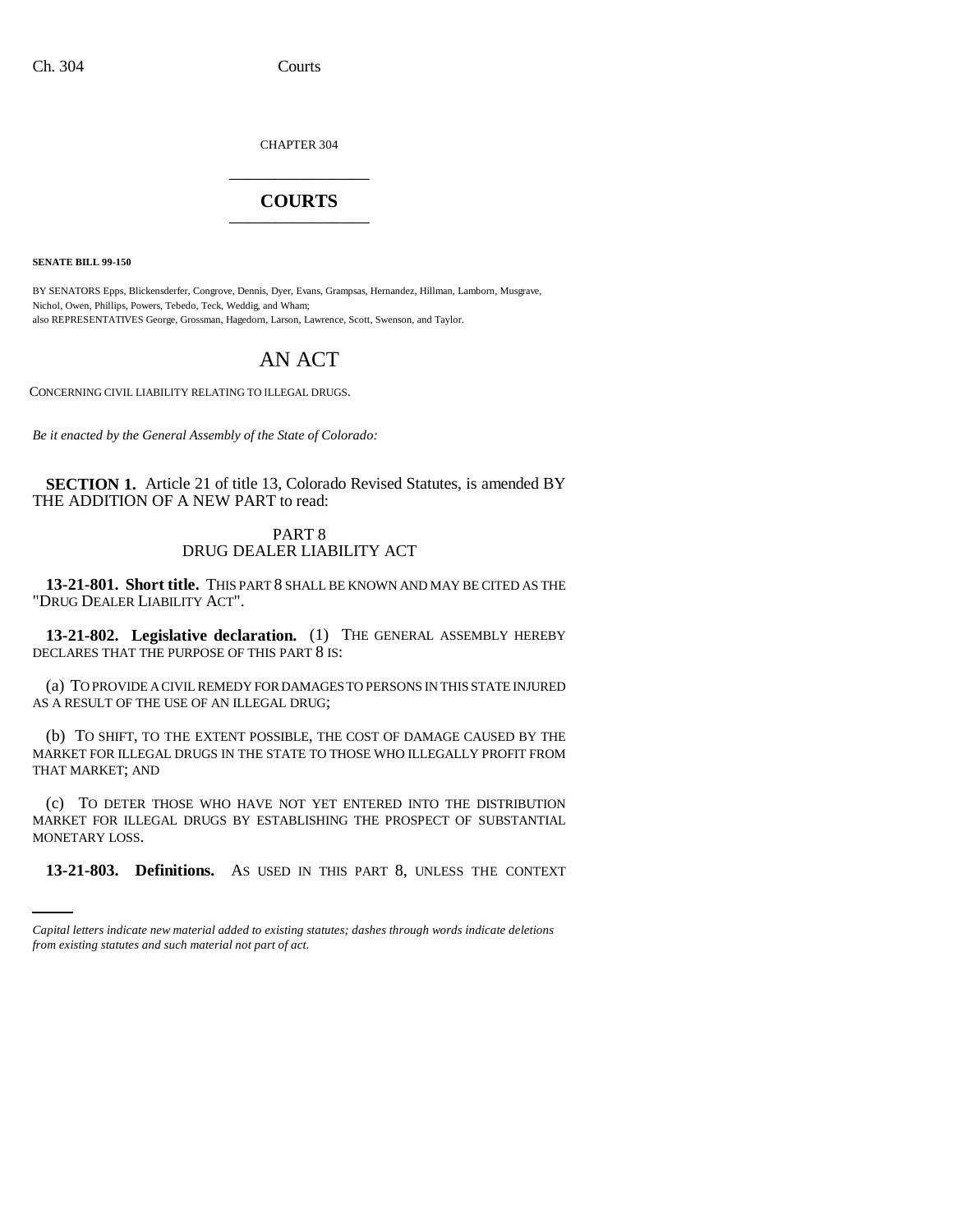CHAPTER 304

# COURTS

**SENATE BILL 99-150**

BY SENATORS Epps, Blickensderfer, Congrove, Dennis, Dyer, Evans, Grampsas, Hernandez, Hillman, Lamborn, Musgrave, Nichol, Owen, Phillips, Powers, Tebedo, Teck, Weddig, and Wham;
also REPRESENTATIVES George, Grossman, Hagedorn, Larson, Lawrence, Scott, Swenson, and Taylor.

# AN ACT

CONCERNING CIVIL LIABILITY RELATING TO ILLEGAL DRUGS.

*Be it enacted by the General Assembly of the State of Colorado:*

**SECTION 1.** Article 21 of title 13, Colorado Revised Statutes, is amended BY THE ADDITION OF A NEW PART to read:

PART 8
DRUG DEALER LIABILITY ACT

**13-21-801. Short title.** THIS PART 8 SHALL BE KNOWN AND MAY BE CITED AS THE "DRUG DEALER LIABILITY ACT".

**13-21-802. Legislative declaration.** (1) THE GENERAL ASSEMBLY HEREBY DECLARES THAT THE PURPOSE OF THIS PART 8 IS:

(a) TO PROVIDE A CIVIL REMEDY FOR DAMAGES TO PERSONS IN THIS STATE INJURED AS A RESULT OF THE USE OF AN ILLEGAL DRUG;

(b) TO SHIFT, TO THE EXTENT POSSIBLE, THE COST OF DAMAGE CAUSED BY THE MARKET FOR ILLEGAL DRUGS IN THE STATE TO THOSE WHO ILLEGALLY PROFIT FROM THAT MARKET; AND

(c) TO DETER THOSE WHO HAVE NOT YET ENTERED INTO THE DISTRIBUTION MARKET FOR ILLEGAL DRUGS BY ESTABLISHING THE PROSPECT OF SUBSTANTIAL MONETARY LOSS.

**13-21-803. Definitions.** AS USED IN THIS PART 8, UNLESS THE CONTEXT

*Capital letters indicate new material added to existing statutes; dashes through words indicate deletions from existing statutes and such material not part of act.*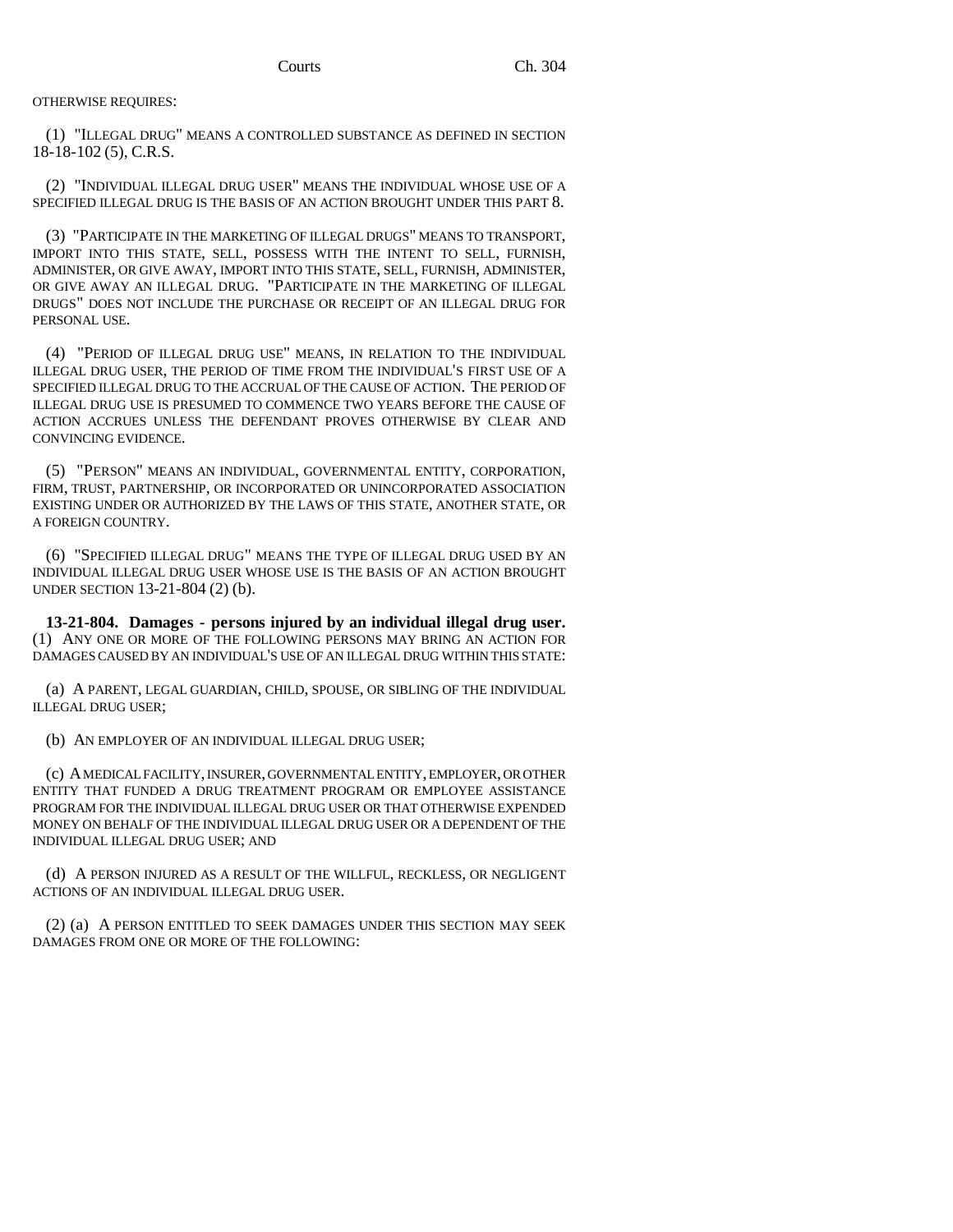OTHERWISE REQUIRES:

(1) "ILLEGAL DRUG" MEANS A CONTROLLED SUBSTANCE AS DEFINED IN SECTION 18-18-102 (5), C.R.S.

(2) "INDIVIDUAL ILLEGAL DRUG USER" MEANS THE INDIVIDUAL WHOSE USE OF A SPECIFIED ILLEGAL DRUG IS THE BASIS OF AN ACTION BROUGHT UNDER THIS PART 8.

(3) "PARTICIPATE IN THE MARKETING OF ILLEGAL DRUGS" MEANS TO TRANSPORT, IMPORT INTO THIS STATE, SELL, POSSESS WITH THE INTENT TO SELL, FURNISH, ADMINISTER, OR GIVE AWAY, IMPORT INTO THIS STATE, SELL, FURNISH, ADMINISTER, OR GIVE AWAY AN ILLEGAL DRUG. "PARTICIPATE IN THE MARKETING OF ILLEGAL DRUGS" DOES NOT INCLUDE THE PURCHASE OR RECEIPT OF AN ILLEGAL DRUG FOR PERSONAL USE.

(4) "PERIOD OF ILLEGAL DRUG USE" MEANS, IN RELATION TO THE INDIVIDUAL ILLEGAL DRUG USER, THE PERIOD OF TIME FROM THE INDIVIDUAL'S FIRST USE OF A SPECIFIED ILLEGAL DRUG TO THE ACCRUAL OF THE CAUSE OF ACTION. THE PERIOD OF ILLEGAL DRUG USE IS PRESUMED TO COMMENCE TWO YEARS BEFORE THE CAUSE OF ACTION ACCRUES UNLESS THE DEFENDANT PROVES OTHERWISE BY CLEAR AND CONVINCING EVIDENCE.

(5) "PERSON" MEANS AN INDIVIDUAL, GOVERNMENTAL ENTITY, CORPORATION, FIRM, TRUST, PARTNERSHIP, OR INCORPORATED OR UNINCORPORATED ASSOCIATION EXISTING UNDER OR AUTHORIZED BY THE LAWS OF THIS STATE, ANOTHER STATE, OR A FOREIGN COUNTRY.

(6) "SPECIFIED ILLEGAL DRUG" MEANS THE TYPE OF ILLEGAL DRUG USED BY AN INDIVIDUAL ILLEGAL DRUG USER WHOSE USE IS THE BASIS OF AN ACTION BROUGHT UNDER SECTION 13-21-804 (2) (b).

**13-21-804. Damages - persons injured by an individual illegal drug user.** (1) ANY ONE OR MORE OF THE FOLLOWING PERSONS MAY BRING AN ACTION FOR DAMAGES CAUSED BY AN INDIVIDUAL'S USE OF AN ILLEGAL DRUG WITHIN THIS STATE:

(a) A PARENT, LEGAL GUARDIAN, CHILD, SPOUSE, OR SIBLING OF THE INDIVIDUAL ILLEGAL DRUG USER;

(b) AN EMPLOYER OF AN INDIVIDUAL ILLEGAL DRUG USER;

(c) A MEDICAL FACILITY, INSURER, GOVERNMENTAL ENTITY, EMPLOYER, OR OTHER ENTITY THAT FUNDED A DRUG TREATMENT PROGRAM OR EMPLOYEE ASSISTANCE PROGRAM FOR THE INDIVIDUAL ILLEGAL DRUG USER OR THAT OTHERWISE EXPENDED MONEY ON BEHALF OF THE INDIVIDUAL ILLEGAL DRUG USER OR A DEPENDENT OF THE INDIVIDUAL ILLEGAL DRUG USER; AND

(d) A PERSON INJURED AS A RESULT OF THE WILLFUL, RECKLESS, OR NEGLIGENT ACTIONS OF AN INDIVIDUAL ILLEGAL DRUG USER.

(2) (a) A PERSON ENTITLED TO SEEK DAMAGES UNDER THIS SECTION MAY SEEK DAMAGES FROM ONE OR MORE OF THE FOLLOWING: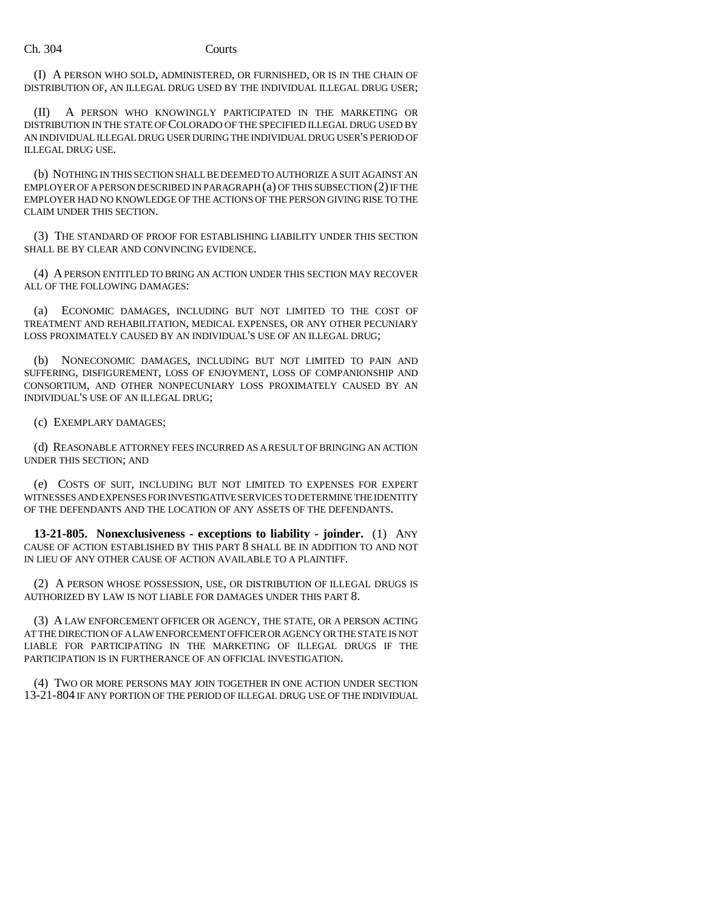(I) A PERSON WHO SOLD, ADMINISTERED, OR FURNISHED, OR IS IN THE CHAIN OF DISTRIBUTION OF, AN ILLEGAL DRUG USED BY THE INDIVIDUAL ILLEGAL DRUG USER;

(II) A PERSON WHO KNOWINGLY PARTICIPATED IN THE MARKETING OR DISTRIBUTION IN THE STATE OF COLORADO OF THE SPECIFIED ILLEGAL DRUG USED BY AN INDIVIDUAL ILLEGAL DRUG USER DURING THE INDIVIDUAL DRUG USER'S PERIOD OF ILLEGAL DRUG USE.

(b) NOTHING IN THIS SECTION SHALL BE DEEMED TO AUTHORIZE A SUIT AGAINST AN EMPLOYER OF A PERSON DESCRIBED IN PARAGRAPH (a) OF THIS SUBSECTION (2) IF THE EMPLOYER HAD NO KNOWLEDGE OF THE ACTIONS OF THE PERSON GIVING RISE TO THE CLAIM UNDER THIS SECTION.

(3) THE STANDARD OF PROOF FOR ESTABLISHING LIABILITY UNDER THIS SECTION SHALL BE BY CLEAR AND CONVINCING EVIDENCE.

(4) A PERSON ENTITLED TO BRING AN ACTION UNDER THIS SECTION MAY RECOVER ALL OF THE FOLLOWING DAMAGES:

(a) ECONOMIC DAMAGES, INCLUDING BUT NOT LIMITED TO THE COST OF TREATMENT AND REHABILITATION, MEDICAL EXPENSES, OR ANY OTHER PECUNIARY LOSS PROXIMATELY CAUSED BY AN INDIVIDUAL'S USE OF AN ILLEGAL DRUG;

(b) NONECONOMIC DAMAGES, INCLUDING BUT NOT LIMITED TO PAIN AND SUFFERING, DISFIGUREMENT, LOSS OF ENJOYMENT, LOSS OF COMPANIONSHIP AND CONSORTIUM, AND OTHER NONPECUNIARY LOSS PROXIMATELY CAUSED BY AN INDIVIDUAL'S USE OF AN ILLEGAL DRUG;

(c) EXEMPLARY DAMAGES;

(d) REASONABLE ATTORNEY FEES INCURRED AS A RESULT OF BRINGING AN ACTION UNDER THIS SECTION; AND

(e) COSTS OF SUIT, INCLUDING BUT NOT LIMITED TO EXPENSES FOR EXPERT WITNESSES AND EXPENSES FOR INVESTIGATIVE SERVICES TO DETERMINE THE IDENTITY OF THE DEFENDANTS AND THE LOCATION OF ANY ASSETS OF THE DEFENDANTS.

**13-21-805. Nonexclusiveness - exceptions to liability - joinder.** (1) ANY CAUSE OF ACTION ESTABLISHED BY THIS PART 8 SHALL BE IN ADDITION TO AND NOT IN LIEU OF ANY OTHER CAUSE OF ACTION AVAILABLE TO A PLAINTIFF.

(2) A PERSON WHOSE POSSESSION, USE, OR DISTRIBUTION OF ILLEGAL DRUGS IS AUTHORIZED BY LAW IS NOT LIABLE FOR DAMAGES UNDER THIS PART 8.

(3) A LAW ENFORCEMENT OFFICER OR AGENCY, THE STATE, OR A PERSON ACTING AT THE DIRECTION OF A LAW ENFORCEMENT OFFICER OR AGENCY OR THE STATE IS NOT LIABLE FOR PARTICIPATING IN THE MARKETING OF ILLEGAL DRUGS IF THE PARTICIPATION IS IN FURTHERANCE OF AN OFFICIAL INVESTIGATION.

(4) TWO OR MORE PERSONS MAY JOIN TOGETHER IN ONE ACTION UNDER SECTION 13-21-804 IF ANY PORTION OF THE PERIOD OF ILLEGAL DRUG USE OF THE INDIVIDUAL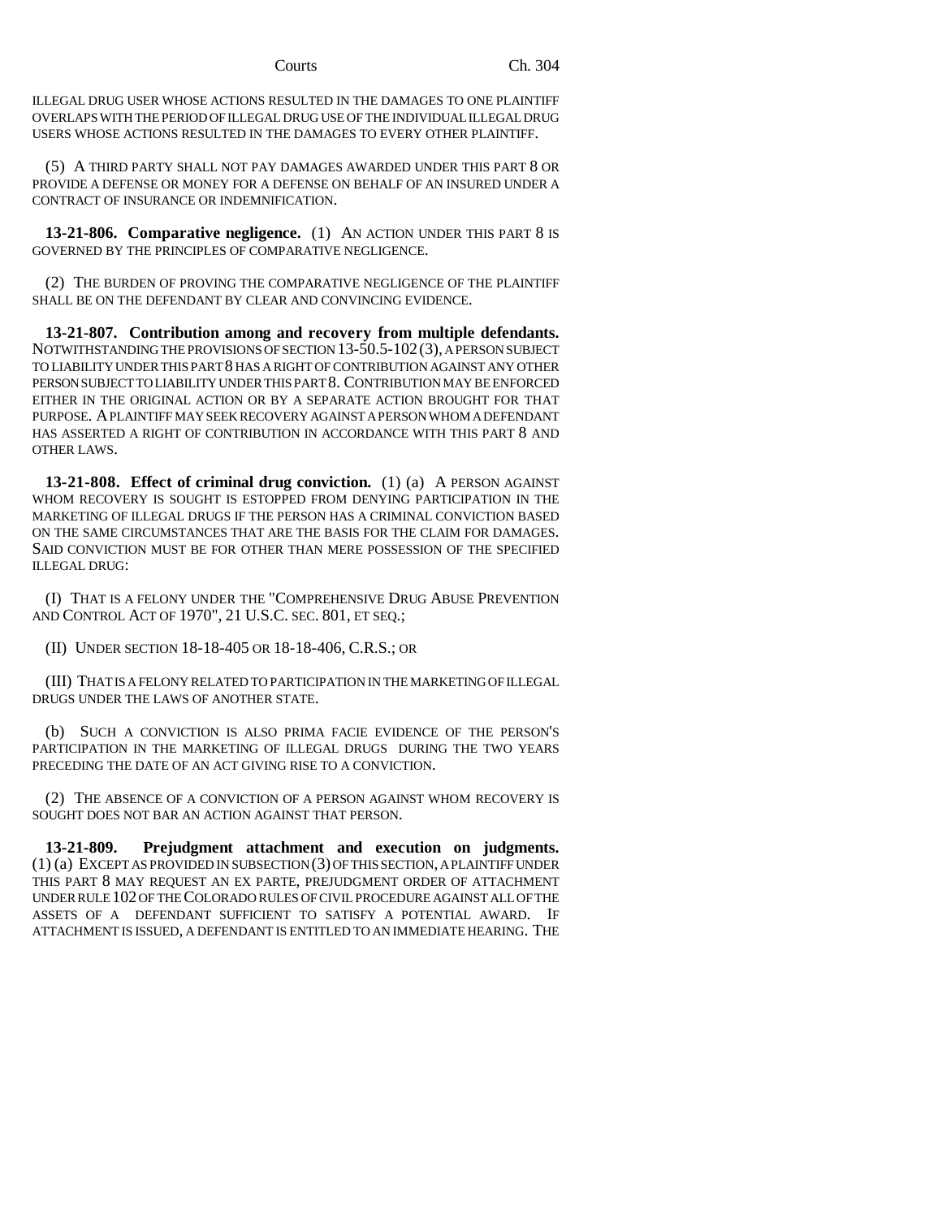ILLEGAL DRUG USER WHOSE ACTIONS RESULTED IN THE DAMAGES TO ONE PLAINTIFF OVERLAPS WITH THE PERIOD OF ILLEGAL DRUG USE OF THE INDIVIDUAL ILLEGAL DRUG USERS WHOSE ACTIONS RESULTED IN THE DAMAGES TO EVERY OTHER PLAINTIFF.

(5) A THIRD PARTY SHALL NOT PAY DAMAGES AWARDED UNDER THIS PART 8 OR PROVIDE A DEFENSE OR MONEY FOR A DEFENSE ON BEHALF OF AN INSURED UNDER A CONTRACT OF INSURANCE OR INDEMNIFICATION.

**13-21-806. Comparative negligence.** (1) AN ACTION UNDER THIS PART 8 IS GOVERNED BY THE PRINCIPLES OF COMPARATIVE NEGLIGENCE.

(2) THE BURDEN OF PROVING THE COMPARATIVE NEGLIGENCE OF THE PLAINTIFF SHALL BE ON THE DEFENDANT BY CLEAR AND CONVINCING EVIDENCE.

**13-21-807. Contribution among and recovery from multiple defendants.** NOTWITHSTANDING THE PROVISIONS OF SECTION 13-50.5-102 (3), A PERSON SUBJECT TO LIABILITY UNDER THIS PART 8 HAS A RIGHT OF CONTRIBUTION AGAINST ANY OTHER PERSON SUBJECT TO LIABILITY UNDER THIS PART 8. CONTRIBUTION MAY BE ENFORCED EITHER IN THE ORIGINAL ACTION OR BY A SEPARATE ACTION BROUGHT FOR THAT PURPOSE. A PLAINTIFF MAY SEEK RECOVERY AGAINST A PERSON WHOM A DEFENDANT HAS ASSERTED A RIGHT OF CONTRIBUTION IN ACCORDANCE WITH THIS PART 8 AND OTHER LAWS.

**13-21-808. Effect of criminal drug conviction.** (1) (a) A PERSON AGAINST WHOM RECOVERY IS SOUGHT IS ESTOPPED FROM DENYING PARTICIPATION IN THE MARKETING OF ILLEGAL DRUGS IF THE PERSON HAS A CRIMINAL CONVICTION BASED ON THE SAME CIRCUMSTANCES THAT ARE THE BASIS FOR THE CLAIM FOR DAMAGES. SAID CONVICTION MUST BE FOR OTHER THAN MERE POSSESSION OF THE SPECIFIED ILLEGAL DRUG:

(I) THAT IS A FELONY UNDER THE "COMPREHENSIVE DRUG ABUSE PREVENTION AND CONTROL ACT OF 1970", 21 U.S.C. SEC. 801, ET SEQ.;

(II) UNDER SECTION 18-18-405 OR 18-18-406, C.R.S.; OR

(III) THAT IS A FELONY RELATED TO PARTICIPATION IN THE MARKETING OF ILLEGAL DRUGS UNDER THE LAWS OF ANOTHER STATE.

(b) SUCH A CONVICTION IS ALSO PRIMA FACIE EVIDENCE OF THE PERSON'S PARTICIPATION IN THE MARKETING OF ILLEGAL DRUGS DURING THE TWO YEARS PRECEDING THE DATE OF AN ACT GIVING RISE TO A CONVICTION.

(2) THE ABSENCE OF A CONVICTION OF A PERSON AGAINST WHOM RECOVERY IS SOUGHT DOES NOT BAR AN ACTION AGAINST THAT PERSON.

**13-21-809. Prejudgment attachment and execution on judgments.** (1) (a) EXCEPT AS PROVIDED IN SUBSECTION (3) OF THIS SECTION, A PLAINTIFF UNDER THIS PART 8 MAY REQUEST AN EX PARTE, PREJUDGMENT ORDER OF ATTACHMENT UNDER RULE 102 OF THE COLORADO RULES OF CIVIL PROCEDURE AGAINST ALL OF THE ASSETS OF A DEFENDANT SUFFICIENT TO SATISFY A POTENTIAL AWARD. IF ATTACHMENT IS ISSUED, A DEFENDANT IS ENTITLED TO AN IMMEDIATE HEARING. THE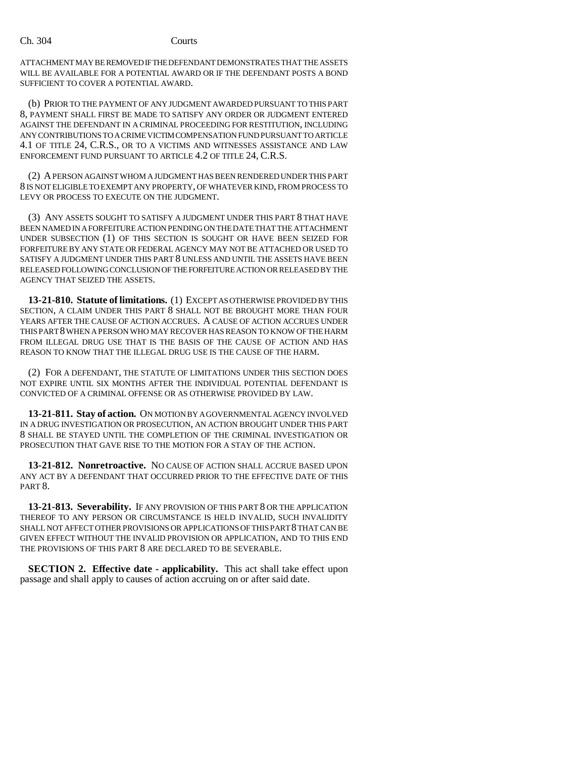ATTACHMENT MAY BE REMOVED IF THE DEFENDANT DEMONSTRATES THAT THE ASSETS WILL BE AVAILABLE FOR A POTENTIAL AWARD OR IF THE DEFENDANT POSTS A BOND SUFFICIENT TO COVER A POTENTIAL AWARD.

(b) PRIOR TO THE PAYMENT OF ANY JUDGMENT AWARDED PURSUANT TO THIS PART 8, PAYMENT SHALL FIRST BE MADE TO SATISFY ANY ORDER OR JUDGMENT ENTERED AGAINST THE DEFENDANT IN A CRIMINAL PROCEEDING FOR RESTITUTION, INCLUDING ANY CONTRIBUTIONS TO A CRIME VICTIM COMPENSATION FUND PURSUANT TO ARTICLE 4.1 OF TITLE 24, C.R.S., OR TO A VICTIMS AND WITNESSES ASSISTANCE AND LAW ENFORCEMENT FUND PURSUANT TO ARTICLE 4.2 OF TITLE 24, C.R.S.

(2) A PERSON AGAINST WHOM A JUDGMENT HAS BEEN RENDERED UNDER THIS PART 8 IS NOT ELIGIBLE TO EXEMPT ANY PROPERTY, OF WHATEVER KIND, FROM PROCESS TO LEVY OR PROCESS TO EXECUTE ON THE JUDGMENT.

(3) ANY ASSETS SOUGHT TO SATISFY A JUDGMENT UNDER THIS PART 8 THAT HAVE BEEN NAMED IN A FORFEITURE ACTION PENDING ON THE DATE THAT THE ATTACHMENT UNDER SUBSECTION (1) OF THIS SECTION IS SOUGHT OR HAVE BEEN SEIZED FOR FORFEITURE BY ANY STATE OR FEDERAL AGENCY MAY NOT BE ATTACHED OR USED TO SATISFY A JUDGMENT UNDER THIS PART 8 UNLESS AND UNTIL THE ASSETS HAVE BEEN RELEASED FOLLOWING CONCLUSION OF THE FORFEITURE ACTION OR RELEASED BY THE AGENCY THAT SEIZED THE ASSETS.

**13-21-810. Statute of limitations.** (1) EXCEPT AS OTHERWISE PROVIDED BY THIS SECTION, A CLAIM UNDER THIS PART 8 SHALL NOT BE BROUGHT MORE THAN FOUR YEARS AFTER THE CAUSE OF ACTION ACCRUES. A CAUSE OF ACTION ACCRUES UNDER THIS PART 8 WHEN A PERSON WHO MAY RECOVER HAS REASON TO KNOW OF THE HARM FROM ILLEGAL DRUG USE THAT IS THE BASIS OF THE CAUSE OF ACTION AND HAS REASON TO KNOW THAT THE ILLEGAL DRUG USE IS THE CAUSE OF THE HARM.

(2) FOR A DEFENDANT, THE STATUTE OF LIMITATIONS UNDER THIS SECTION DOES NOT EXPIRE UNTIL SIX MONTHS AFTER THE INDIVIDUAL POTENTIAL DEFENDANT IS CONVICTED OF A CRIMINAL OFFENSE OR AS OTHERWISE PROVIDED BY LAW.

**13-21-811. Stay of action.** ON MOTION BY A GOVERNMENTAL AGENCY INVOLVED IN A DRUG INVESTIGATION OR PROSECUTION, AN ACTION BROUGHT UNDER THIS PART 8 SHALL BE STAYED UNTIL THE COMPLETION OF THE CRIMINAL INVESTIGATION OR PROSECUTION THAT GAVE RISE TO THE MOTION FOR A STAY OF THE ACTION.

**13-21-812. Nonretroactive.** NO CAUSE OF ACTION SHALL ACCRUE BASED UPON ANY ACT BY A DEFENDANT THAT OCCURRED PRIOR TO THE EFFECTIVE DATE OF THIS PART 8.

**13-21-813. Severability.** IF ANY PROVISION OF THIS PART 8 OR THE APPLICATION THEREOF TO ANY PERSON OR CIRCUMSTANCE IS HELD INVALID, SUCH INVALIDITY SHALL NOT AFFECT OTHER PROVISIONS OR APPLICATIONS OF THIS PART 8 THAT CAN BE GIVEN EFFECT WITHOUT THE INVALID PROVISION OR APPLICATION, AND TO THIS END THE PROVISIONS OF THIS PART 8 ARE DECLARED TO BE SEVERABLE.

**SECTION 2. Effective date - applicability.** This act shall take effect upon passage and shall apply to causes of action accruing on or after said date.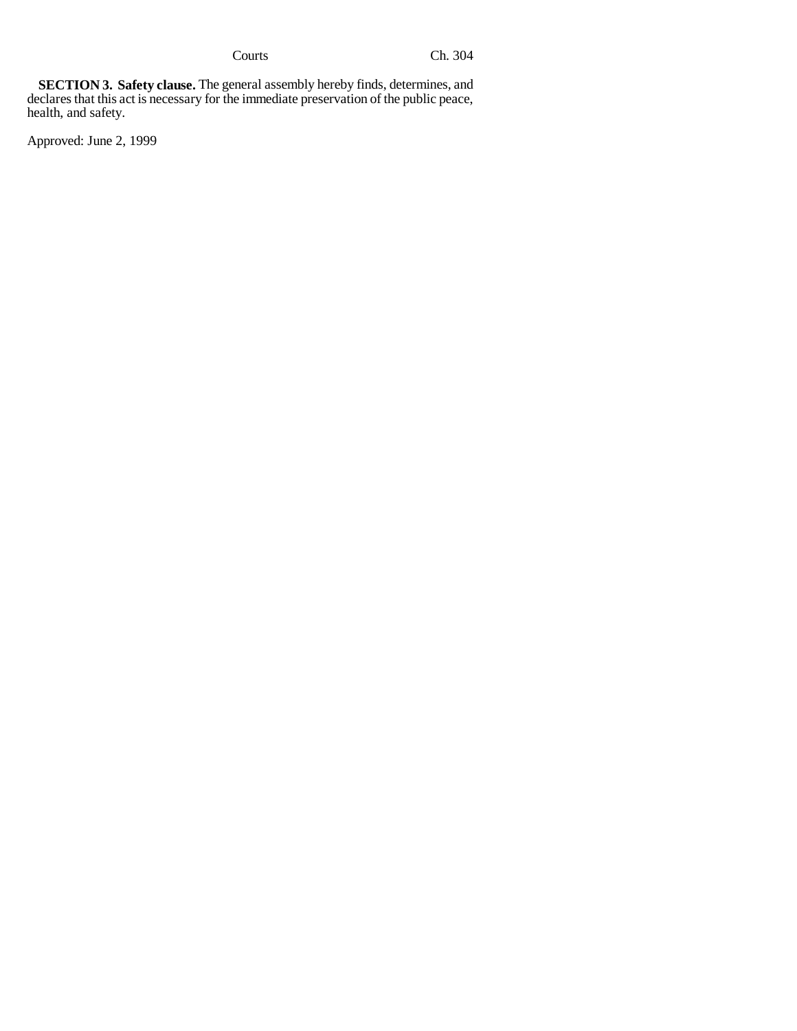**SECTION 3. Safety clause.** The general assembly hereby finds, determines, and declares that this act is necessary for the immediate preservation of the public peace, health, and safety.

Approved: June 2, 1999